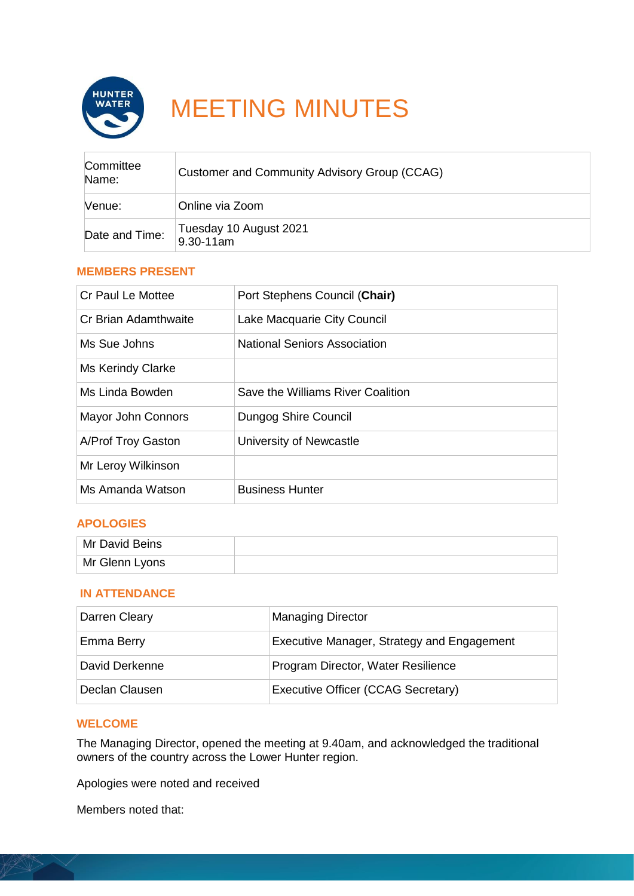# MEETING MINUTES

| Committee Name: | Customer and Community Advisory Group (CCAG) |
|---|---|
| Venue: | Online via Zoom |
| Date and Time: | Tuesday 10 August 2021<br>9.30-11am |

## MEMBERS PRESENT

| | |
|---|---|
| Cr Paul Le Mottee | Port Stephens Council **(Chair)** |
| Cr Brian Adamthwaite | Lake Macquarie City Council |
| Ms Sue Johns | National Seniors Association |
| Ms Kerindy Clarke | |
| Ms Linda Bowden | Save the Williams River Coalition |
| Mayor John Connors | Dungog Shire Council |
| A/Prof Troy Gaston | University of Newcastle |
| Mr Leroy Wilkinson | |
| Ms Amanda Watson | Business Hunter |

## APOLOGIES

| | |
|---|---|
| Mr David Beins | |
| Mr Glenn Lyons | |

## IN ATTENDANCE

| | |
|---|---|
| Darren Cleary | Managing Director |
| Emma Berry | Executive Manager, Strategy and Engagement |
| David Derkenne | Program Director, Water Resilience |
| Declan Clausen | Executive Officer (CCAG Secretary) |

## WELCOME

The Managing Director, opened the meeting at 9.40am, and acknowledged the traditional owners of the country across the Lower Hunter region.

Apologies were noted and received

Members noted that: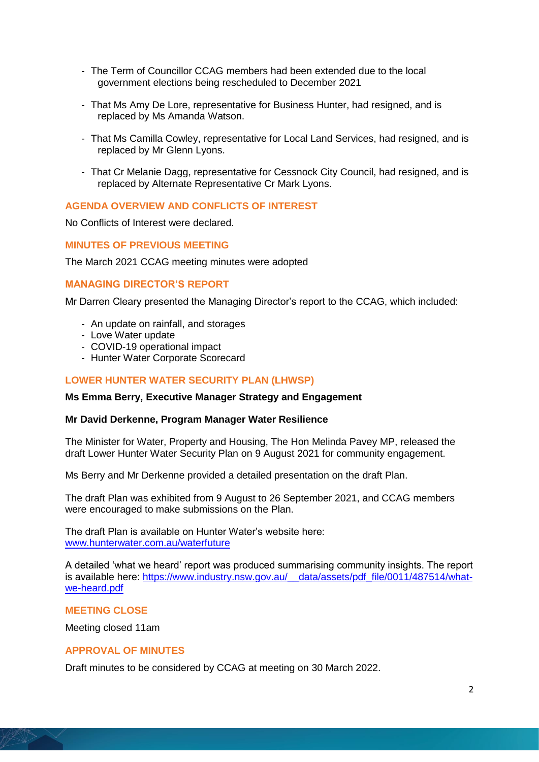- The Term of Councillor CCAG members had been extended due to the local government elections being rescheduled to December 2021
- That Ms Amy De Lore, representative for Business Hunter, had resigned, and is replaced by Ms Amanda Watson.
- That Ms Camilla Cowley, representative for Local Land Services, had resigned, and is replaced by Mr Glenn Lyons.
- That Cr Melanie Dagg, representative for Cessnock City Council, had resigned, and is replaced by Alternate Representative Cr Mark Lyons.

## AGENDA OVERVIEW AND CONFLICTS OF INTEREST

No Conflicts of Interest were declared.

## MINUTES OF PREVIOUS MEETING

The March 2021 CCAG meeting minutes were adopted

## MANAGING DIRECTOR'S REPORT

Mr Darren Cleary presented the Managing Director's report to the CCAG, which included:

- An update on rainfall, and storages
- Love Water update
- COVID-19 operational impact
- Hunter Water Corporate Scorecard

## LOWER HUNTER WATER SECURITY PLAN (LHWSP)

**Ms Emma Berry, Executive Manager Strategy and Engagement**

**Mr David Derkenne, Program Manager Water Resilience**

The Minister for Water, Property and Housing, The Hon Melinda Pavey MP, released the draft Lower Hunter Water Security Plan on 9 August 2021 for community engagement.

Ms Berry and Mr Derkenne provided a detailed presentation on the draft Plan.

The draft Plan was exhibited from 9 August to 26 September 2021, and CCAG members were encouraged to make submissions on the Plan.

The draft Plan is available on Hunter Water's website here: [www.hunterwater.com.au/waterfuture](http://www.hunterwater.com.au/waterfuture)

A detailed 'what we heard' report was produced summarising community insights. The report is available here: [https://www.industry.nsw.gov.au/__data/assets/pdf_file/0011/487514/what-we-heard.pdf](https://www.industry.nsw.gov.au/__data/assets/pdf_file/0011/487514/what-we-heard.pdf)

## MEETING CLOSE

Meeting closed 11am

## APPROVAL OF MINUTES

Draft minutes to be considered by CCAG at meeting on 30 March 2022.